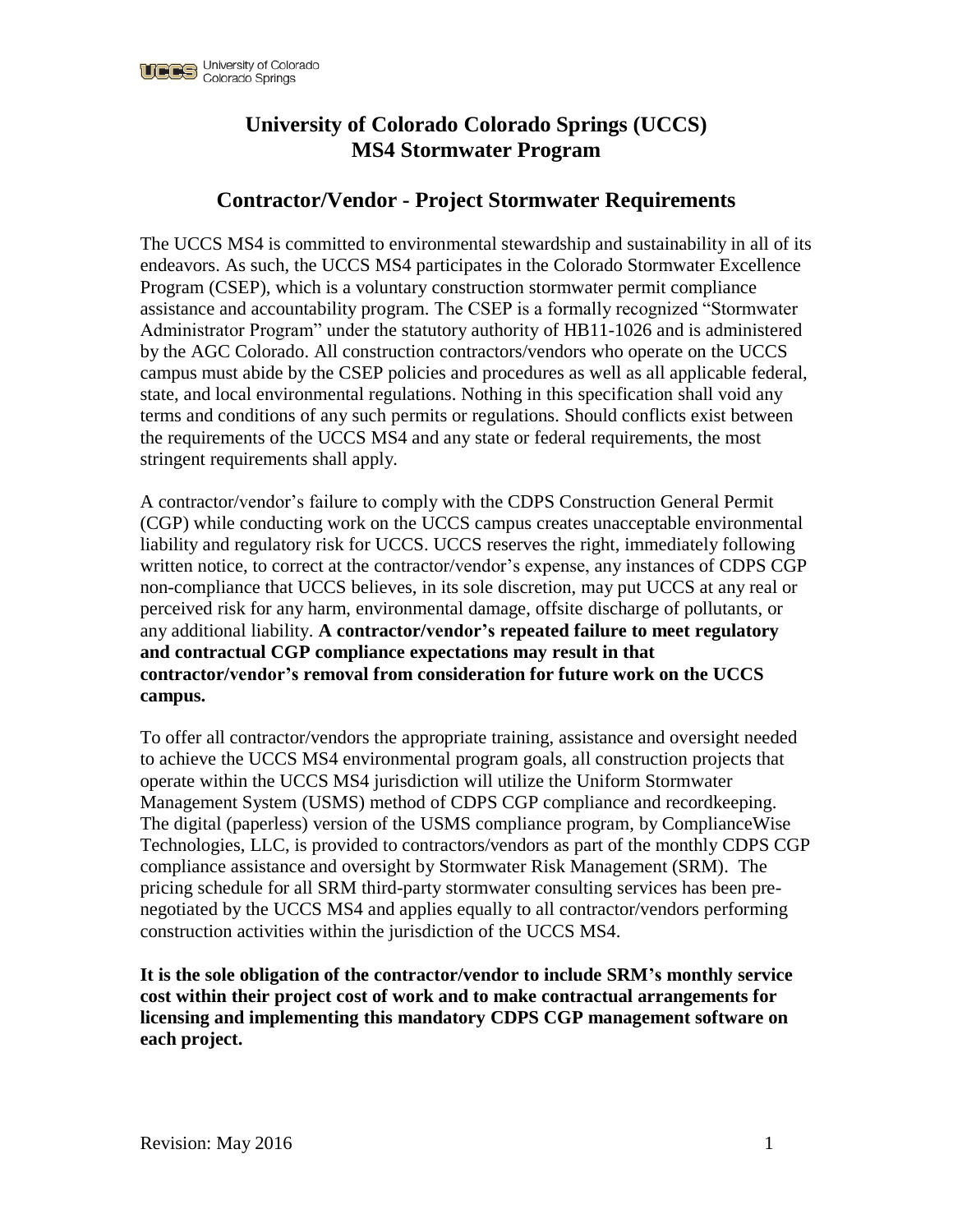# University of Colorado Colorado Springs (UCCS) MS4 Stormwater Program

## Contractor/Vendor - Project Stormwater Requirements

The UCCS MS4 is committed to environmental stewardship and sustainability in all of its endeavors. As such, the UCCS MS4 participates in the Colorado Stormwater Excellence Program (CSEP), which is a voluntary construction stormwater permit compliance assistance and accountability program. The CSEP is a formally recognized "Stormwater Administrator Program" under the statutory authority of HB11-1026 and is administered by the AGC Colorado. All construction contractors/vendors who operate on the UCCS campus must abide by the CSEP policies and procedures as well as all applicable federal, state, and local environmental regulations. Nothing in this specification shall void any terms and conditions of any such permits or regulations. Should conflicts exist between the requirements of the UCCS MS4 and any state or federal requirements, the most stringent requirements shall apply.

A contractor/vendor's failure to comply with the CDPS Construction General Permit (CGP) while conducting work on the UCCS campus creates unacceptable environmental liability and regulatory risk for UCCS. UCCS reserves the right, immediately following written notice, to correct at the contractor/vendor's expense, any instances of CDPS CGP non-compliance that UCCS believes, in its sole discretion, may put UCCS at any real or perceived risk for any harm, environmental damage, offsite discharge of pollutants, or any additional liability. **A contractor/vendor's repeated failure to meet regulatory and contractual CGP compliance expectations may result in that contractor/vendor's removal from consideration for future work on the UCCS campus.**

To offer all contractor/vendors the appropriate training, assistance and oversight needed to achieve the UCCS MS4 environmental program goals, all construction projects that operate within the UCCS MS4 jurisdiction will utilize the Uniform Stormwater Management System (USMS) method of CDPS CGP compliance and recordkeeping. The digital (paperless) version of the USMS compliance program, by ComplianceWise Technologies, LLC, is provided to contractors/vendors as part of the monthly CDPS CGP compliance assistance and oversight by Stormwater Risk Management (SRM). The pricing schedule for all SRM third-party stormwater consulting services has been pre-negotiated by the UCCS MS4 and applies equally to all contractor/vendors performing construction activities within the jurisdiction of the UCCS MS4.

**It is the sole obligation of the contractor/vendor to include SRM's monthly service cost within their project cost of work and to make contractual arrangements for licensing and implementing this mandatory CDPS CGP management software on each project.**

Revision: May 2016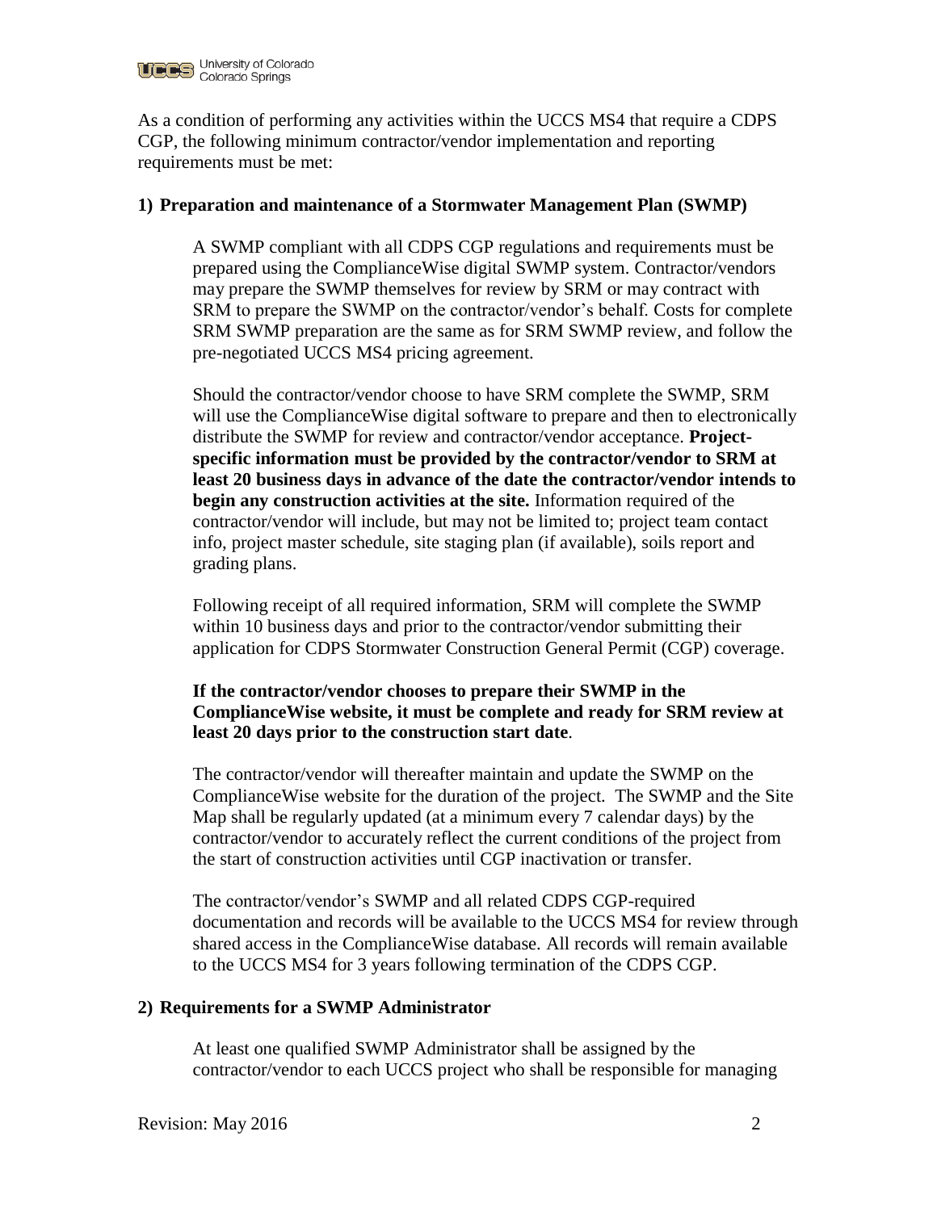As a condition of performing any activities within the UCCS MS4 that require a CDPS CGP, the following minimum contractor/vendor implementation and reporting requirements must be met:

**1) Preparation and maintenance of a Stormwater Management Plan (SWMP)**

A SWMP compliant with all CDPS CGP regulations and requirements must be prepared using the ComplianceWise digital SWMP system. Contractor/vendors may prepare the SWMP themselves for review by SRM or may contract with SRM to prepare the SWMP on the contractor/vendor's behalf. Costs for complete SRM SWMP preparation are the same as for SRM SWMP review, and follow the pre-negotiated UCCS MS4 pricing agreement.

Should the contractor/vendor choose to have SRM complete the SWMP, SRM will use the ComplianceWise digital software to prepare and then to electronically distribute the SWMP for review and contractor/vendor acceptance. **Project-specific information must be provided by the contractor/vendor to SRM at least 20 business days in advance of the date the contractor/vendor intends to begin any construction activities at the site.** Information required of the contractor/vendor will include, but may not be limited to; project team contact info, project master schedule, site staging plan (if available), soils report and grading plans.

Following receipt of all required information, SRM will complete the SWMP within 10 business days and prior to the contractor/vendor submitting their application for CDPS Stormwater Construction General Permit (CGP) coverage.

**If the contractor/vendor chooses to prepare their SWMP in the ComplianceWise website, it must be complete and ready for SRM review at least 20 days prior to the construction start date**.

The contractor/vendor will thereafter maintain and update the SWMP on the ComplianceWise website for the duration of the project. The SWMP and the Site Map shall be regularly updated (at a minimum every 7 calendar days) by the contractor/vendor to accurately reflect the current conditions of the project from the start of construction activities until CGP inactivation or transfer.

The contractor/vendor's SWMP and all related CDPS CGP-required documentation and records will be available to the UCCS MS4 for review through shared access in the ComplianceWise database. All records will remain available to the UCCS MS4 for 3 years following termination of the CDPS CGP.

**2) Requirements for a SWMP Administrator**

At least one qualified SWMP Administrator shall be assigned by the contractor/vendor to each UCCS project who shall be responsible for managing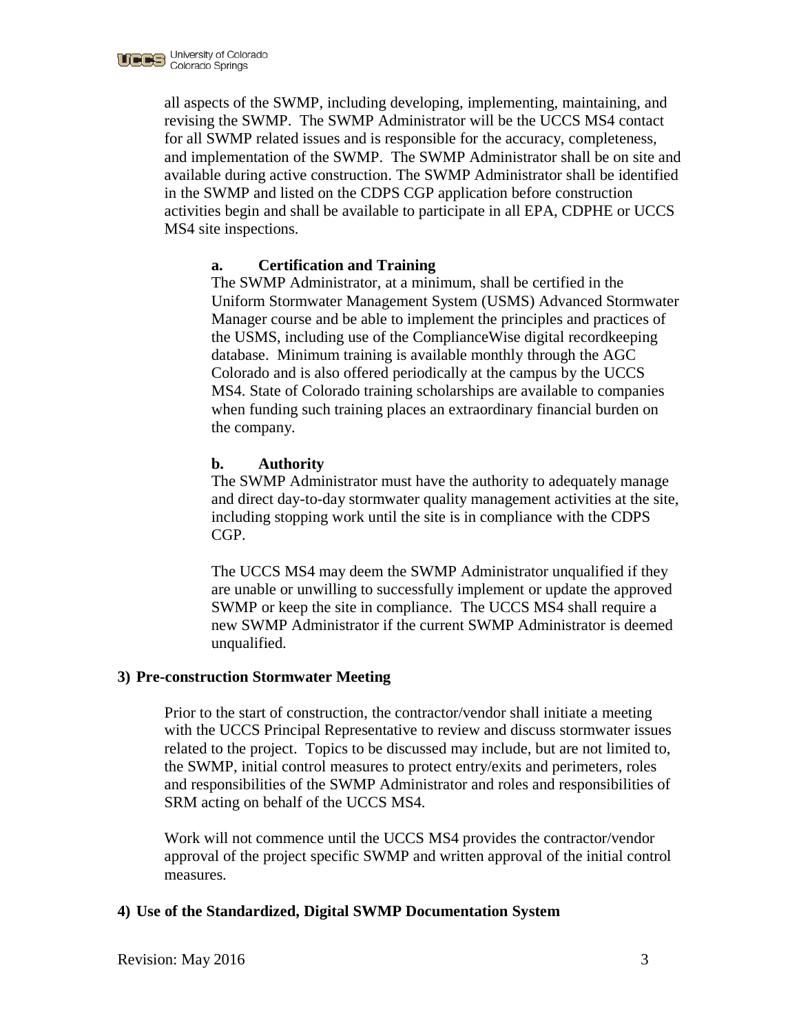all aspects of the SWMP, including developing, implementing, maintaining, and revising the SWMP. The SWMP Administrator will be the UCCS MS4 contact for all SWMP related issues and is responsible for the accuracy, completeness, and implementation of the SWMP. The SWMP Administrator shall be on site and available during active construction. The SWMP Administrator shall be identified in the SWMP and listed on the CDPS CGP application before construction activities begin and shall be available to participate in all EPA, CDPHE or UCCS MS4 site inspections.

**a. Certification and Training**

The SWMP Administrator, at a minimum, shall be certified in the Uniform Stormwater Management System (USMS) Advanced Stormwater Manager course and be able to implement the principles and practices of the USMS, including use of the ComplianceWise digital recordkeeping database. Minimum training is available monthly through the AGC Colorado and is also offered periodically at the campus by the UCCS MS4. State of Colorado training scholarships are available to companies when funding such training places an extraordinary financial burden on the company.

**b. Authority**

The SWMP Administrator must have the authority to adequately manage and direct day-to-day stormwater quality management activities at the site, including stopping work until the site is in compliance with the CDPS CGP.

The UCCS MS4 may deem the SWMP Administrator unqualified if they are unable or unwilling to successfully implement or update the approved SWMP or keep the site in compliance. The UCCS MS4 shall require a new SWMP Administrator if the current SWMP Administrator is deemed unqualified.

**3) Pre-construction Stormwater Meeting**

Prior to the start of construction, the contractor/vendor shall initiate a meeting with the UCCS Principal Representative to review and discuss stormwater issues related to the project. Topics to be discussed may include, but are not limited to, the SWMP, initial control measures to protect entry/exits and perimeters, roles and responsibilities of the SWMP Administrator and roles and responsibilities of SRM acting on behalf of the UCCS MS4.

Work will not commence until the UCCS MS4 provides the contractor/vendor approval of the project specific SWMP and written approval of the initial control measures.

**4) Use of the Standardized, Digital SWMP Documentation System**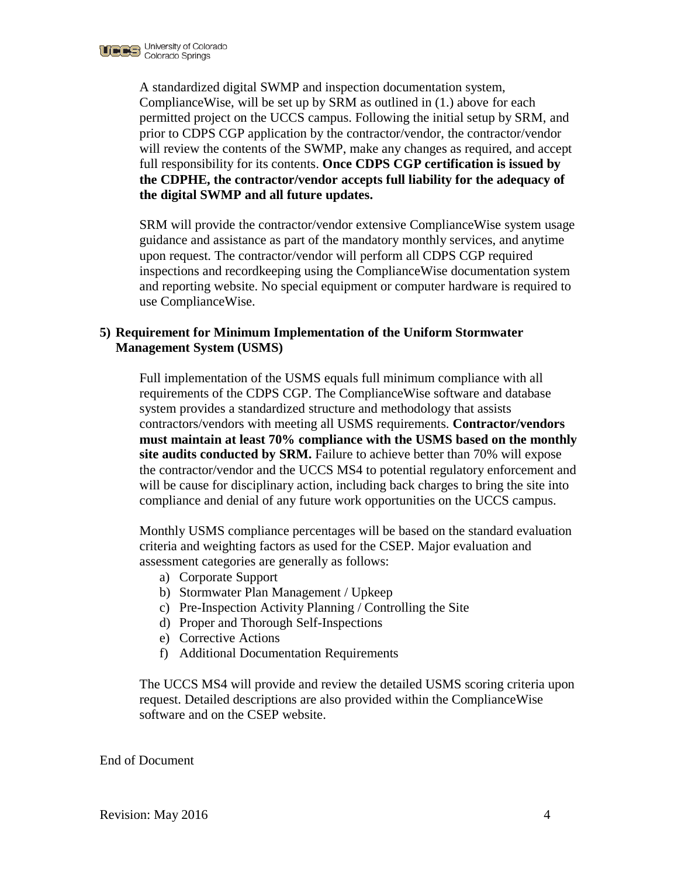A standardized digital SWMP and inspection documentation system, ComplianceWise, will be set up by SRM as outlined in (1.) above for each permitted project on the UCCS campus. Following the initial setup by SRM, and prior to CDPS CGP application by the contractor/vendor, the contractor/vendor will review the contents of the SWMP, make any changes as required, and accept full responsibility for its contents. **Once CDPS CGP certification is issued by the CDPHE, the contractor/vendor accepts full liability for the adequacy of the digital SWMP and all future updates.**

SRM will provide the contractor/vendor extensive ComplianceWise system usage guidance and assistance as part of the mandatory monthly services, and anytime upon request. The contractor/vendor will perform all CDPS CGP required inspections and recordkeeping using the ComplianceWise documentation system and reporting website. No special equipment or computer hardware is required to use ComplianceWise.

**5) Requirement for Minimum Implementation of the Uniform Stormwater Management System (USMS)**

Full implementation of the USMS equals full minimum compliance with all requirements of the CDPS CGP. The ComplianceWise software and database system provides a standardized structure and methodology that assists contractors/vendors with meeting all USMS requirements. **Contractor/vendors must maintain at least 70% compliance with the USMS based on the monthly site audits conducted by SRM.** Failure to achieve better than 70% will expose the contractor/vendor and the UCCS MS4 to potential regulatory enforcement and will be cause for disciplinary action, including back charges to bring the site into compliance and denial of any future work opportunities on the UCCS campus.

Monthly USMS compliance percentages will be based on the standard evaluation criteria and weighting factors as used for the CSEP. Major evaluation and assessment categories are generally as follows:

a) Corporate Support
b) Stormwater Plan Management / Upkeep
c) Pre-Inspection Activity Planning / Controlling the Site
d) Proper and Thorough Self-Inspections
e) Corrective Actions
f) Additional Documentation Requirements

The UCCS MS4 will provide and review the detailed USMS scoring criteria upon request. Detailed descriptions are also provided within the ComplianceWise software and on the CSEP website.

End of Document

Revision: May 2016